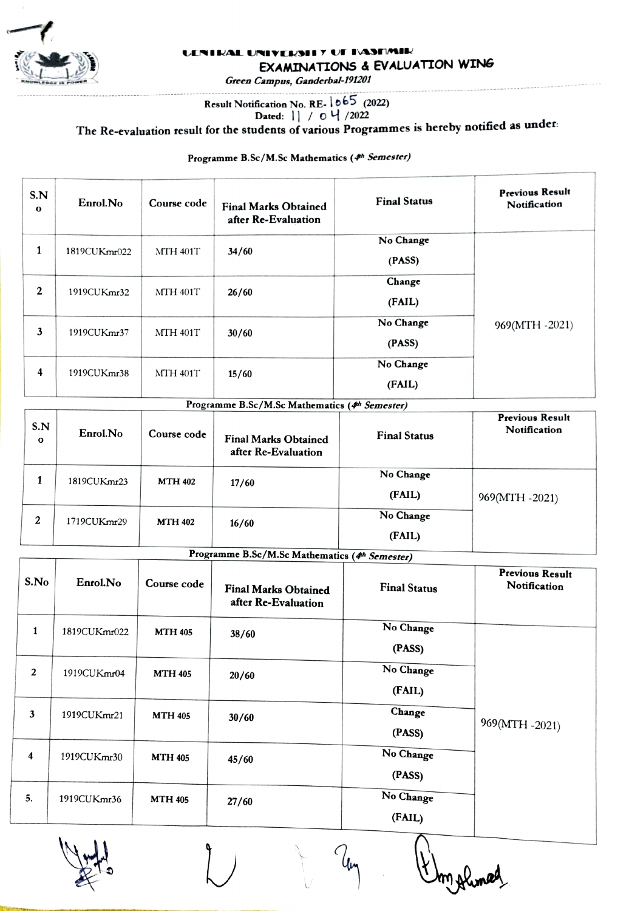# CENTRAL UNIVERSITY OF KASHMIR

## EXAMINATIONS & EVALUATION WING

*Green Campus, Ganderbal-191201*

Result Notification No. RE-1065 (2022)
Dated: 11 / 04 /2022

The Re-evaluation result for the students of various Programmes is hereby notified as under:

Programme B.Sc/M.Sc Mathematics (*4th Semester*)

| S.No | Enrol.No | Course code | Final Marks Obtained after Re-Evaluation | Final Status | Previous Result Notification |
|---|---|---|---|---|---|
| 1 | 1819CUKmr022 | MTH 401T | 34/60 | No Change (PASS) | 969(MTH -2021) |
| 2 | 1919CUKmr32 | MTH 401T | 26/60 | Change (FAIL) | |
| 3 | 1919CUKmr37 | MTH 401T | 30/60 | No Change (PASS) | |
| 4 | 1919CUKmr38 | MTH 401T | 15/60 | No Change (FAIL) | |

Programme B.Sc/M.Sc Mathematics (*4th Semester*)

| S.No | Enrol.No | Course code | Final Marks Obtained after Re-Evaluation | Final Status | Previous Result Notification |
|---|---|---|---|---|---|
| 1 | 1819CUKmr23 | **MTH 402** | 17/60 | No Change (FAIL) | 969(MTH -2021) |
| 2 | 1719CUKmr29 | **MTH 402** | 16/60 | No Change (FAIL) | |

Programme B.Sc/M.Sc Mathematics (*4th Semester*)

| S.No | Enrol.No | Course code | Final Marks Obtained after Re-Evaluation | Final Status | Previous Result Notification |
|---|---|---|---|---|---|
| 1 | 1819CUKmr022 | **MTH 405** | 38/60 | No Change (PASS) | 969(MTH -2021) |
| 2 | 1919CUKmr04 | **MTH 405** | 20/60 | No Change (FAIL) | |
| 3 | 1919CUKmr21 | **MTH 405** | 30/60 | Change (PASS) | |
| 4 | 1919CUKmr30 | **MTH 405** | 45/60 | No Change (PASS) | |
| 5. | 1919CUKmr36 | **MTH 405** | 27/60 | No Change (FAIL) | |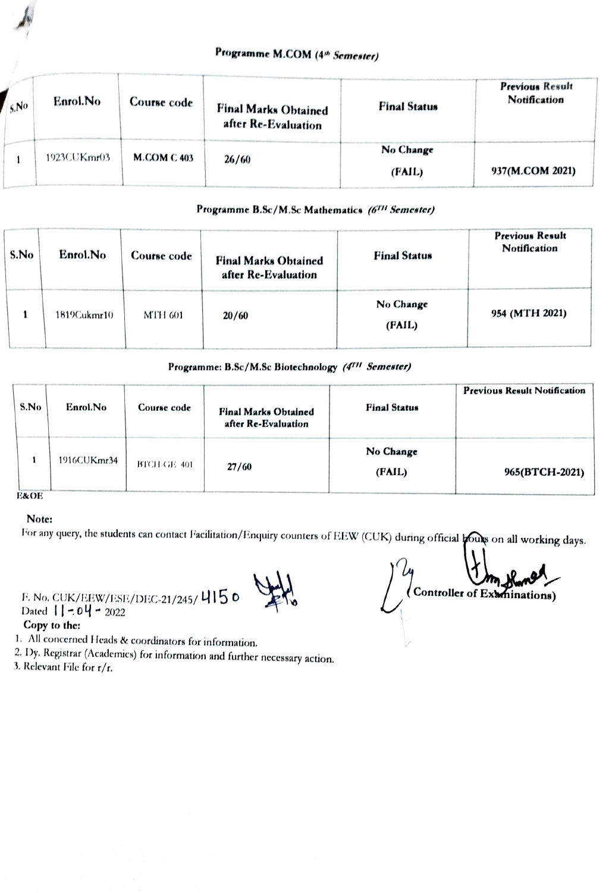### Programme M.COM (4th Semester)

| S.No | Enrol.No | Course code | Final Marks Obtained after Re-Evaluation | Final Status | Previous Result Notification |
|---|---|---|---|---|---|
| 1 | 1923CUKmr03 | M.COM C 403 | 26/60 | No Change (FAIL) | 937(M.COM 2021) |

### Programme B.Sc/M.Sc Mathematics (6TH Semester)

| S.No | Enrol.No | Course code | Final Marks Obtained after Re-Evaluation | Final Status | Previous Result Notification |
|---|---|---|---|---|---|
| 1 | 1819Cukmr10 | MTH 601 | 20/60 | No Change (FAIL) | 954 (MTH 2021) |

### Programme: B.Sc/M.Sc Biotechnology (4TH Semester)

| S.No | Enrol.No | Course code | Final Marks Obtained after Re-Evaluation | Final Status | Previous Result Notification |
|---|---|---|---|---|---|
| 1 | 1916CUKmr34 | BTCH-GE 401 | 27/60 | No Change (FAIL) | 965(BTCH-2021) |

E&OE

**Note:**

For any query, the students can contact Facilitation/Enquiry counters of EEW (CUK) during official hours on all working days.

(Controller of Examinations)

F. No. CUK/EEW/ESE/DEC-21/245/4150
Dated 11-04-2022

**Copy to the:**

1. All concerned Heads & coordinators for information.
2. Dy. Registrar (Academics) for information and further necessary action.
3. Relevant File for r/r.